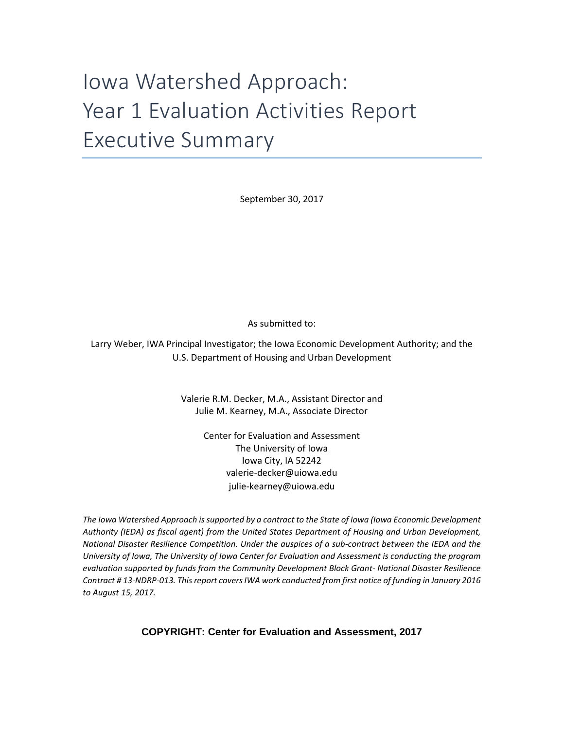# Iowa Watershed Approach: Year 1 Evaluation Activities Report Executive Summary

September 30, 2017

As submitted to:

Larry Weber, IWA Principal Investigator; the Iowa Economic Development Authority; and the U.S. Department of Housing and Urban Development

Valerie R.M. Decker, M.A., Assistant Director and
Julie M. Kearney, M.A., Associate Director

Center for Evaluation and Assessment
The University of Iowa
Iowa City, IA 52242
valerie-decker@uiowa.edu
julie-kearney@uiowa.edu

*The Iowa Watershed Approach is supported by a contract to the State of Iowa (Iowa Economic Development Authority (IEDA) as fiscal agent) from the United States Department of Housing and Urban Development, National Disaster Resilience Competition. Under the auspices of a sub-contract between the IEDA and the University of Iowa, The University of Iowa Center for Evaluation and Assessment is conducting the program evaluation supported by funds from the Community Development Block Grant- National Disaster Resilience Contract # 13-NDRP-013. This report covers IWA work conducted from first notice of funding in January 2016 to August 15, 2017.*

**COPYRIGHT: Center for Evaluation and Assessment, 2017**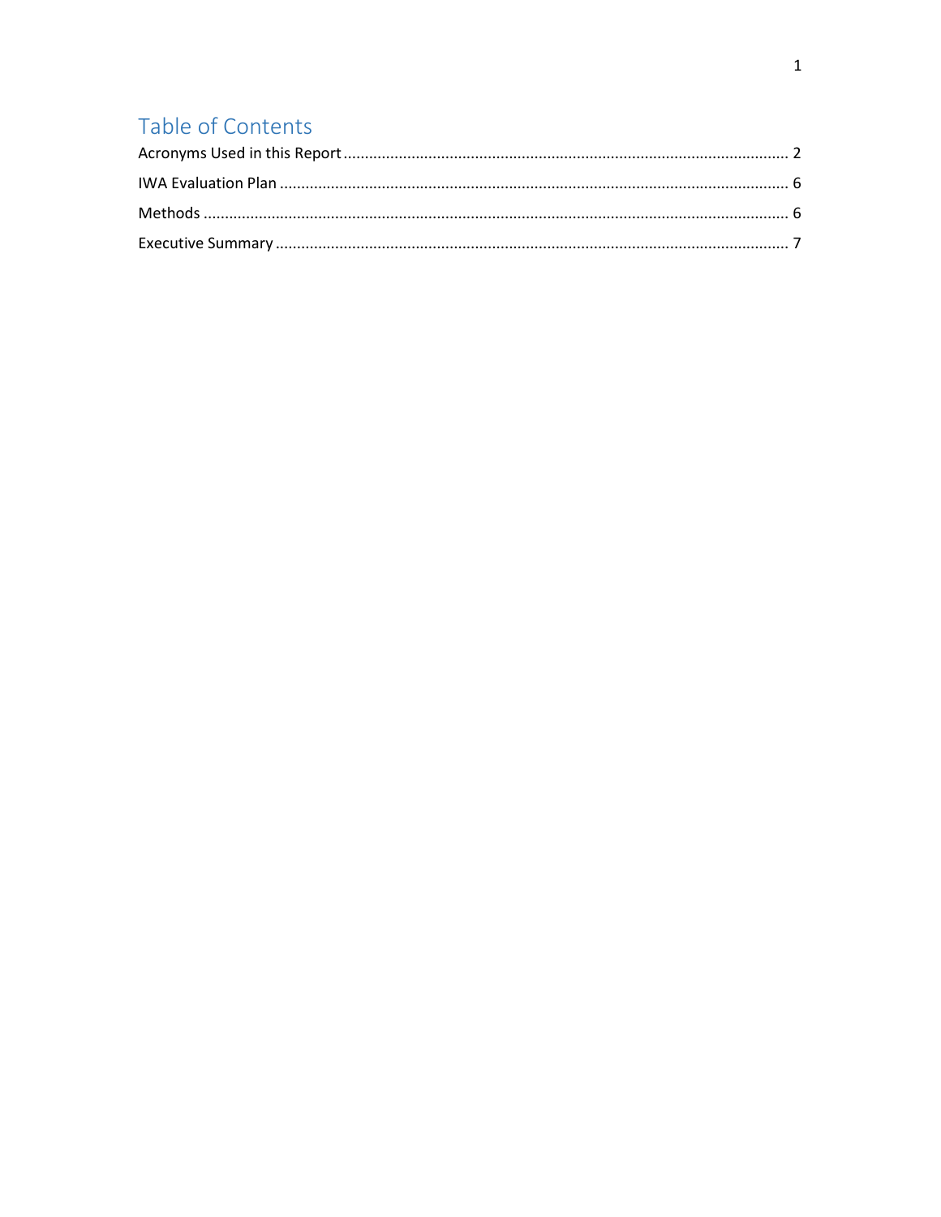# Table of Contents

Acronyms Used in this Report ........................................................................................................ 2

IWA Evaluation Plan ...................................................................................................................... 6

Methods ......................................................................................................................................... 6

Executive Summary ........................................................................................................................ 7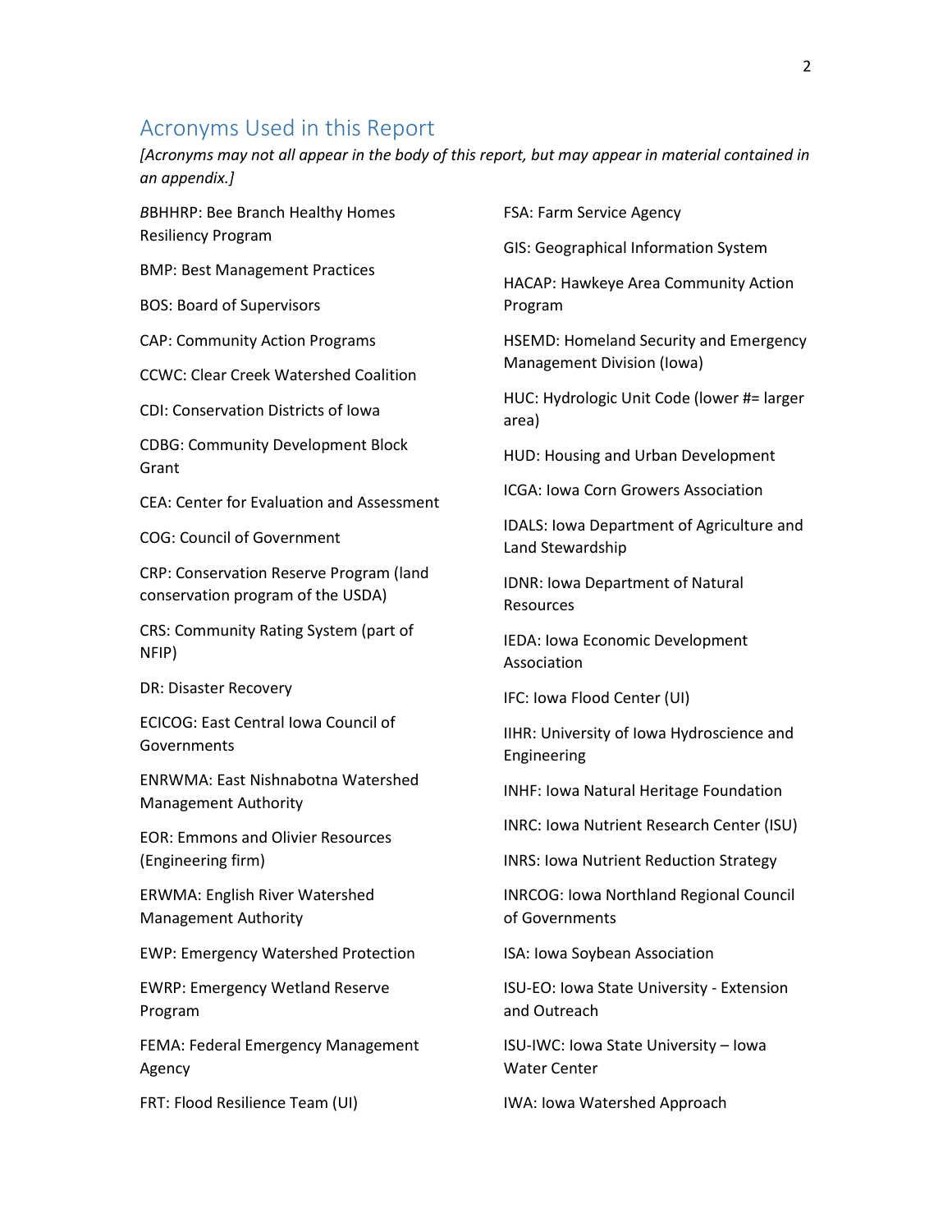## Acronyms Used in this Report

*[Acronyms may not all appear in the body of this report, but may appear in material contained in an appendix.]*

*B*BHHRP: Bee Branch Healthy Homes Resiliency Program

BMP: Best Management Practices

BOS: Board of Supervisors

CAP: Community Action Programs

CCWC: Clear Creek Watershed Coalition

CDI: Conservation Districts of Iowa

CDBG: Community Development Block Grant

CEA: Center for Evaluation and Assessment

COG: Council of Government

CRP: Conservation Reserve Program (land conservation program of the USDA)

CRS: Community Rating System (part of NFIP)

DR: Disaster Recovery

ECICOG: East Central Iowa Council of Governments

ENRWMA: East Nishnabotna Watershed Management Authority

EOR: Emmons and Olivier Resources (Engineering firm)

ERWMA: English River Watershed Management Authority

EWP: Emergency Watershed Protection

EWRP: Emergency Wetland Reserve Program

FEMA: Federal Emergency Management Agency

FRT: Flood Resilience Team (UI)

FSA: Farm Service Agency

GIS: Geographical Information System

HACAP: Hawkeye Area Community Action Program

HSEMD: Homeland Security and Emergency Management Division (Iowa)

HUC: Hydrologic Unit Code (lower #= larger area)

HUD: Housing and Urban Development

ICGA: Iowa Corn Growers Association

IDALS: Iowa Department of Agriculture and Land Stewardship

IDNR: Iowa Department of Natural Resources

IEDA: Iowa Economic Development Association

IFC: Iowa Flood Center (UI)

IIHR: University of Iowa Hydroscience and Engineering

INHF: Iowa Natural Heritage Foundation

INRC: Iowa Nutrient Research Center (ISU)

INRS: Iowa Nutrient Reduction Strategy

INRCOG: Iowa Northland Regional Council of Governments

ISA: Iowa Soybean Association

ISU-EO: Iowa State University - Extension and Outreach

ISU-IWC: Iowa State University – Iowa Water Center

IWA: Iowa Watershed Approach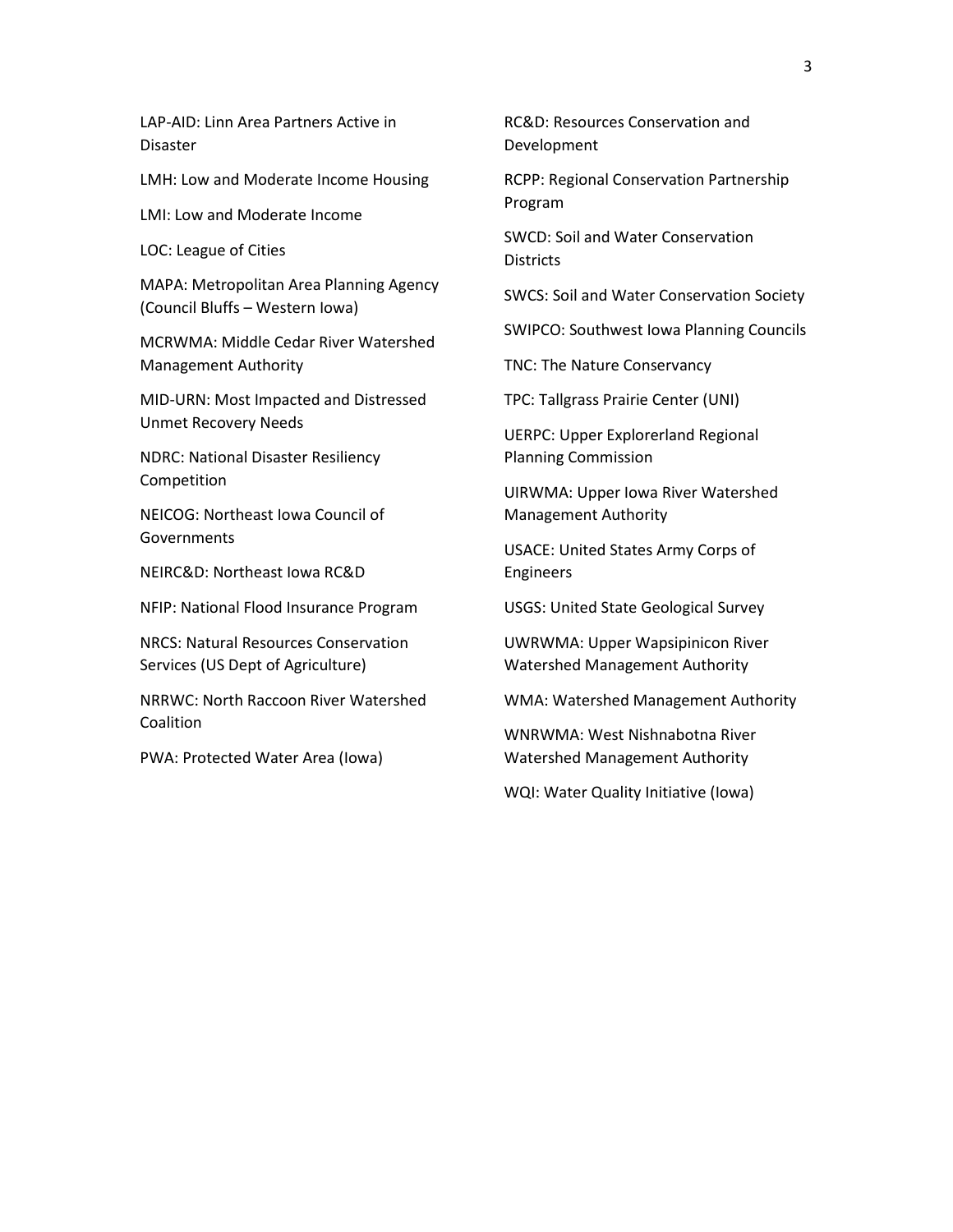LAP-AID: Linn Area Partners Active in Disaster

LMH: Low and Moderate Income Housing

LMI: Low and Moderate Income

LOC: League of Cities

MAPA: Metropolitan Area Planning Agency (Council Bluffs – Western Iowa)

MCRWMA: Middle Cedar River Watershed Management Authority

MID-URN: Most Impacted and Distressed Unmet Recovery Needs

NDRC: National Disaster Resiliency Competition

NEICOG: Northeast Iowa Council of Governments

NEIRC&D: Northeast Iowa RC&D

NFIP: National Flood Insurance Program

NRCS: Natural Resources Conservation Services (US Dept of Agriculture)

NRRWC: North Raccoon River Watershed Coalition

PWA: Protected Water Area (Iowa)

RC&D: Resources Conservation and Development

RCPP: Regional Conservation Partnership Program

SWCD: Soil and Water Conservation Districts

SWCS: Soil and Water Conservation Society

SWIPCO: Southwest Iowa Planning Councils

TNC: The Nature Conservancy

TPC: Tallgrass Prairie Center (UNI)

UERPC: Upper Explorerland Regional Planning Commission

UIRWMA: Upper Iowa River Watershed Management Authority

USACE: United States Army Corps of Engineers

USGS: United State Geological Survey

UWRWMA: Upper Wapsipinicon River Watershed Management Authority

WMA: Watershed Management Authority

WNRWMA: West Nishnabotna River Watershed Management Authority

WQI: Water Quality Initiative (Iowa)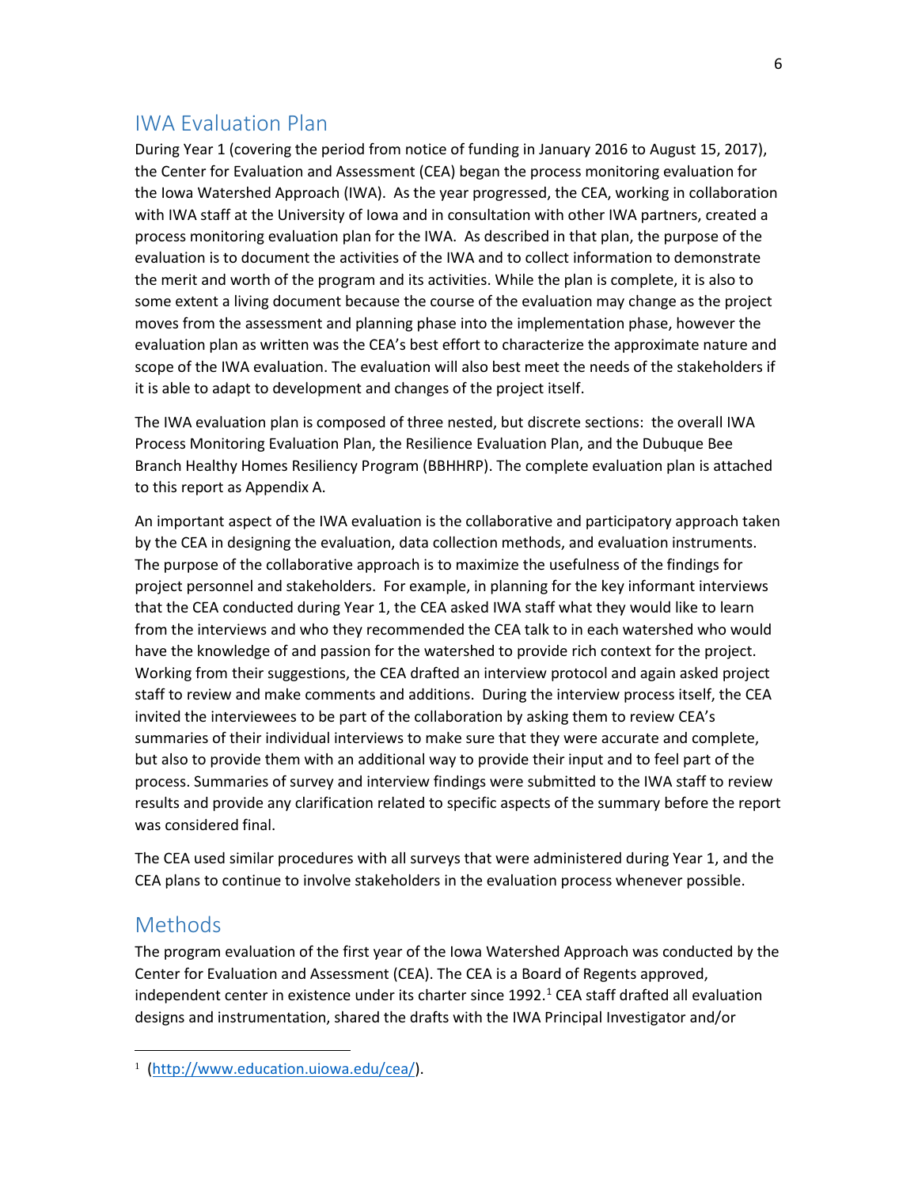## IWA Evaluation Plan

During Year 1 (covering the period from notice of funding in January 2016 to August 15, 2017), the Center for Evaluation and Assessment (CEA) began the process monitoring evaluation for the Iowa Watershed Approach (IWA). As the year progressed, the CEA, working in collaboration with IWA staff at the University of Iowa and in consultation with other IWA partners, created a process monitoring evaluation plan for the IWA. As described in that plan, the purpose of the evaluation is to document the activities of the IWA and to collect information to demonstrate the merit and worth of the program and its activities. While the plan is complete, it is also to some extent a living document because the course of the evaluation may change as the project moves from the assessment and planning phase into the implementation phase, however the evaluation plan as written was the CEA's best effort to characterize the approximate nature and scope of the IWA evaluation. The evaluation will also best meet the needs of the stakeholders if it is able to adapt to development and changes of the project itself.

The IWA evaluation plan is composed of three nested, but discrete sections: the overall IWA Process Monitoring Evaluation Plan, the Resilience Evaluation Plan, and the Dubuque Bee Branch Healthy Homes Resiliency Program (BBHHRP). The complete evaluation plan is attached to this report as Appendix A.

An important aspect of the IWA evaluation is the collaborative and participatory approach taken by the CEA in designing the evaluation, data collection methods, and evaluation instruments. The purpose of the collaborative approach is to maximize the usefulness of the findings for project personnel and stakeholders. For example, in planning for the key informant interviews that the CEA conducted during Year 1, the CEA asked IWA staff what they would like to learn from the interviews and who they recommended the CEA talk to in each watershed who would have the knowledge of and passion for the watershed to provide rich context for the project. Working from their suggestions, the CEA drafted an interview protocol and again asked project staff to review and make comments and additions. During the interview process itself, the CEA invited the interviewees to be part of the collaboration by asking them to review CEA's summaries of their individual interviews to make sure that they were accurate and complete, but also to provide them with an additional way to provide their input and to feel part of the process. Summaries of survey and interview findings were submitted to the IWA staff to review results and provide any clarification related to specific aspects of the summary before the report was considered final.

The CEA used similar procedures with all surveys that were administered during Year 1, and the CEA plans to continue to involve stakeholders in the evaluation process whenever possible.

## Methods

The program evaluation of the first year of the Iowa Watershed Approach was conducted by the Center for Evaluation and Assessment (CEA). The CEA is a Board of Regents approved, independent center in existence under its charter since 1992.[1] CEA staff drafted all evaluation designs and instrumentation, shared the drafts with the IWA Principal Investigator and/or

[1] (http://www.education.uiowa.edu/cea/).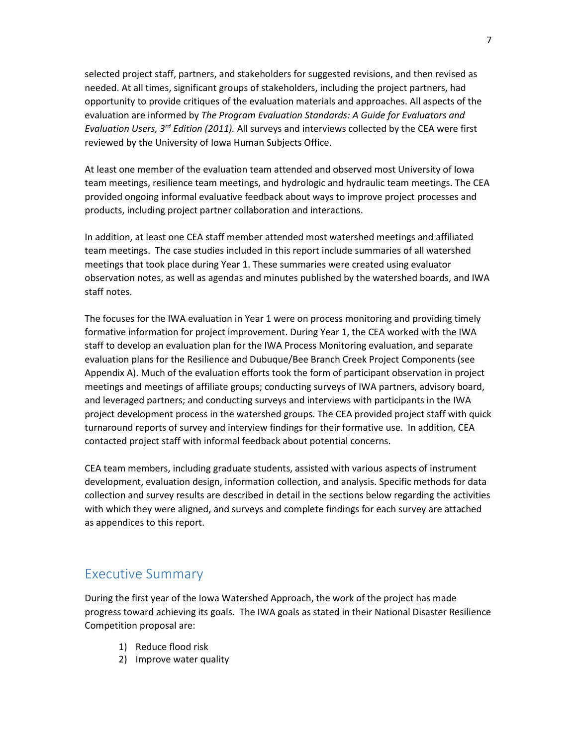selected project staff, partners, and stakeholders for suggested revisions, and then revised as needed. At all times, significant groups of stakeholders, including the project partners, had opportunity to provide critiques of the evaluation materials and approaches. All aspects of the evaluation are informed by *The Program Evaluation Standards: A Guide for Evaluators and Evaluation Users, 3rd Edition (2011).* All surveys and interviews collected by the CEA were first reviewed by the University of Iowa Human Subjects Office.

At least one member of the evaluation team attended and observed most University of Iowa team meetings, resilience team meetings, and hydrologic and hydraulic team meetings. The CEA provided ongoing informal evaluative feedback about ways to improve project processes and products, including project partner collaboration and interactions.

In addition, at least one CEA staff member attended most watershed meetings and affiliated team meetings. The case studies included in this report include summaries of all watershed meetings that took place during Year 1. These summaries were created using evaluator observation notes, as well as agendas and minutes published by the watershed boards, and IWA staff notes.

The focuses for the IWA evaluation in Year 1 were on process monitoring and providing timely formative information for project improvement. During Year 1, the CEA worked with the IWA staff to develop an evaluation plan for the IWA Process Monitoring evaluation, and separate evaluation plans for the Resilience and Dubuque/Bee Branch Creek Project Components (see Appendix A). Much of the evaluation efforts took the form of participant observation in project meetings and meetings of affiliate groups; conducting surveys of IWA partners, advisory board, and leveraged partners; and conducting surveys and interviews with participants in the IWA project development process in the watershed groups. The CEA provided project staff with quick turnaround reports of survey and interview findings for their formative use. In addition, CEA contacted project staff with informal feedback about potential concerns.

CEA team members, including graduate students, assisted with various aspects of instrument development, evaluation design, information collection, and analysis. Specific methods for data collection and survey results are described in detail in the sections below regarding the activities with which they were aligned, and surveys and complete findings for each survey are attached as appendices to this report.

## Executive Summary

During the first year of the Iowa Watershed Approach, the work of the project has made progress toward achieving its goals. The IWA goals as stated in their National Disaster Resilience Competition proposal are:

1) Reduce flood risk
2) Improve water quality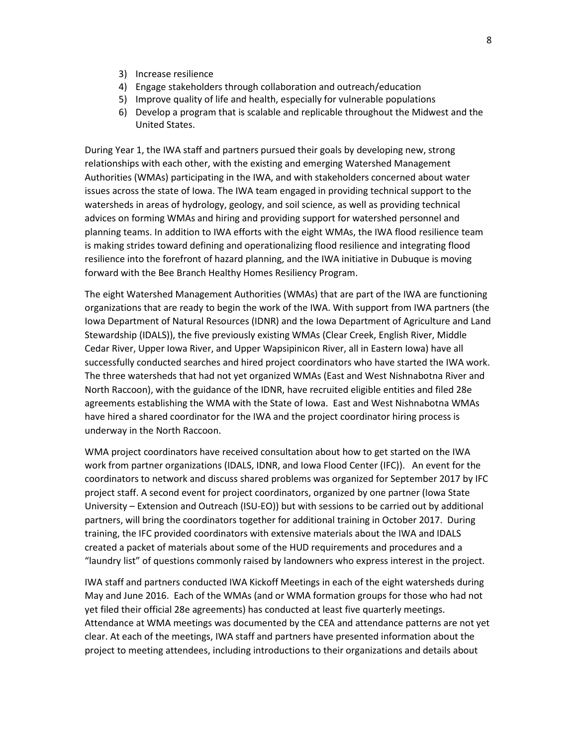3) Increase resilience
4) Engage stakeholders through collaboration and outreach/education
5) Improve quality of life and health, especially for vulnerable populations
6) Develop a program that is scalable and replicable throughout the Midwest and the United States.

During Year 1, the IWA staff and partners pursued their goals by developing new, strong relationships with each other, with the existing and emerging Watershed Management Authorities (WMAs) participating in the IWA, and with stakeholders concerned about water issues across the state of Iowa. The IWA team engaged in providing technical support to the watersheds in areas of hydrology, geology, and soil science, as well as providing technical advices on forming WMAs and hiring and providing support for watershed personnel and planning teams. In addition to IWA efforts with the eight WMAs, the IWA flood resilience team is making strides toward defining and operationalizing flood resilience and integrating flood resilience into the forefront of hazard planning, and the IWA initiative in Dubuque is moving forward with the Bee Branch Healthy Homes Resiliency Program.

The eight Watershed Management Authorities (WMAs) that are part of the IWA are functioning organizations that are ready to begin the work of the IWA. With support from IWA partners (the Iowa Department of Natural Resources (IDNR) and the Iowa Department of Agriculture and Land Stewardship (IDALS)), the five previously existing WMAs (Clear Creek, English River, Middle Cedar River, Upper Iowa River, and Upper Wapsipinicon River, all in Eastern Iowa) have all successfully conducted searches and hired project coordinators who have started the IWA work. The three watersheds that had not yet organized WMAs (East and West Nishnabotna River and North Raccoon), with the guidance of the IDNR, have recruited eligible entities and filed 28e agreements establishing the WMA with the State of Iowa. East and West Nishnabotna WMAs have hired a shared coordinator for the IWA and the project coordinator hiring process is underway in the North Raccoon.

WMA project coordinators have received consultation about how to get started on the IWA work from partner organizations (IDALS, IDNR, and Iowa Flood Center (IFC)). An event for the coordinators to network and discuss shared problems was organized for September 2017 by IFC project staff. A second event for project coordinators, organized by one partner (Iowa State University – Extension and Outreach (ISU-EO)) but with sessions to be carried out by additional partners, will bring the coordinators together for additional training in October 2017. During training, the IFC provided coordinators with extensive materials about the IWA and IDALS created a packet of materials about some of the HUD requirements and procedures and a "laundry list" of questions commonly raised by landowners who express interest in the project.

IWA staff and partners conducted IWA Kickoff Meetings in each of the eight watersheds during May and June 2016. Each of the WMAs (and or WMA formation groups for those who had not yet filed their official 28e agreements) has conducted at least five quarterly meetings. Attendance at WMA meetings was documented by the CEA and attendance patterns are not yet clear. At each of the meetings, IWA staff and partners have presented information about the project to meeting attendees, including introductions to their organizations and details about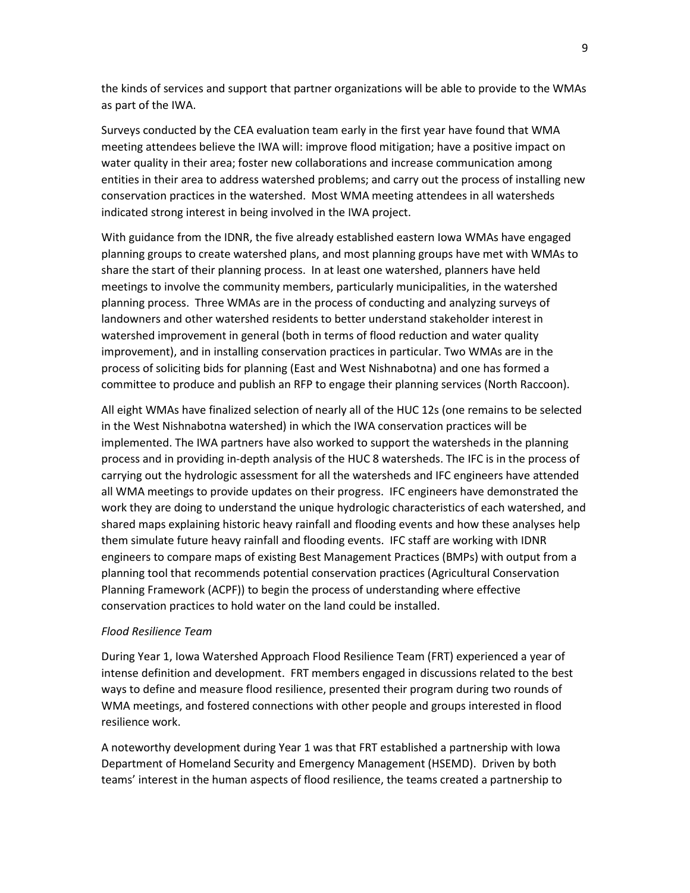the kinds of services and support that partner organizations will be able to provide to the WMAs as part of the IWA.

Surveys conducted by the CEA evaluation team early in the first year have found that WMA meeting attendees believe the IWA will: improve flood mitigation; have a positive impact on water quality in their area; foster new collaborations and increase communication among entities in their area to address watershed problems; and carry out the process of installing new conservation practices in the watershed. Most WMA meeting attendees in all watersheds indicated strong interest in being involved in the IWA project.

With guidance from the IDNR, the five already established eastern Iowa WMAs have engaged planning groups to create watershed plans, and most planning groups have met with WMAs to share the start of their planning process. In at least one watershed, planners have held meetings to involve the community members, particularly municipalities, in the watershed planning process. Three WMAs are in the process of conducting and analyzing surveys of landowners and other watershed residents to better understand stakeholder interest in watershed improvement in general (both in terms of flood reduction and water quality improvement), and in installing conservation practices in particular. Two WMAs are in the process of soliciting bids for planning (East and West Nishnabotna) and one has formed a committee to produce and publish an RFP to engage their planning services (North Raccoon).

All eight WMAs have finalized selection of nearly all of the HUC 12s (one remains to be selected in the West Nishnabotna watershed) in which the IWA conservation practices will be implemented. The IWA partners have also worked to support the watersheds in the planning process and in providing in-depth analysis of the HUC 8 watersheds. The IFC is in the process of carrying out the hydrologic assessment for all the watersheds and IFC engineers have attended all WMA meetings to provide updates on their progress. IFC engineers have demonstrated the work they are doing to understand the unique hydrologic characteristics of each watershed, and shared maps explaining historic heavy rainfall and flooding events and how these analyses help them simulate future heavy rainfall and flooding events. IFC staff are working with IDNR engineers to compare maps of existing Best Management Practices (BMPs) with output from a planning tool that recommends potential conservation practices (Agricultural Conservation Planning Framework (ACPF)) to begin the process of understanding where effective conservation practices to hold water on the land could be installed.

*Flood Resilience Team*

During Year 1, Iowa Watershed Approach Flood Resilience Team (FRT) experienced a year of intense definition and development. FRT members engaged in discussions related to the best ways to define and measure flood resilience, presented their program during two rounds of WMA meetings, and fostered connections with other people and groups interested in flood resilience work.

A noteworthy development during Year 1 was that FRT established a partnership with Iowa Department of Homeland Security and Emergency Management (HSEMD). Driven by both teams' interest in the human aspects of flood resilience, the teams created a partnership to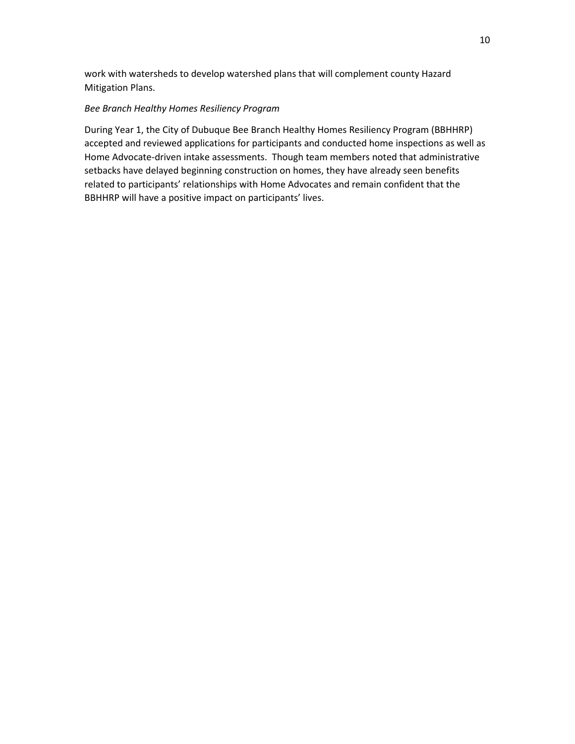work with watersheds to develop watershed plans that will complement county Hazard Mitigation Plans.

*Bee Branch Healthy Homes Resiliency Program*

During Year 1, the City of Dubuque Bee Branch Healthy Homes Resiliency Program (BBHHRP) accepted and reviewed applications for participants and conducted home inspections as well as Home Advocate-driven intake assessments. Though team members noted that administrative setbacks have delayed beginning construction on homes, they have already seen benefits related to participants' relationships with Home Advocates and remain confident that the BBHHRP will have a positive impact on participants' lives.